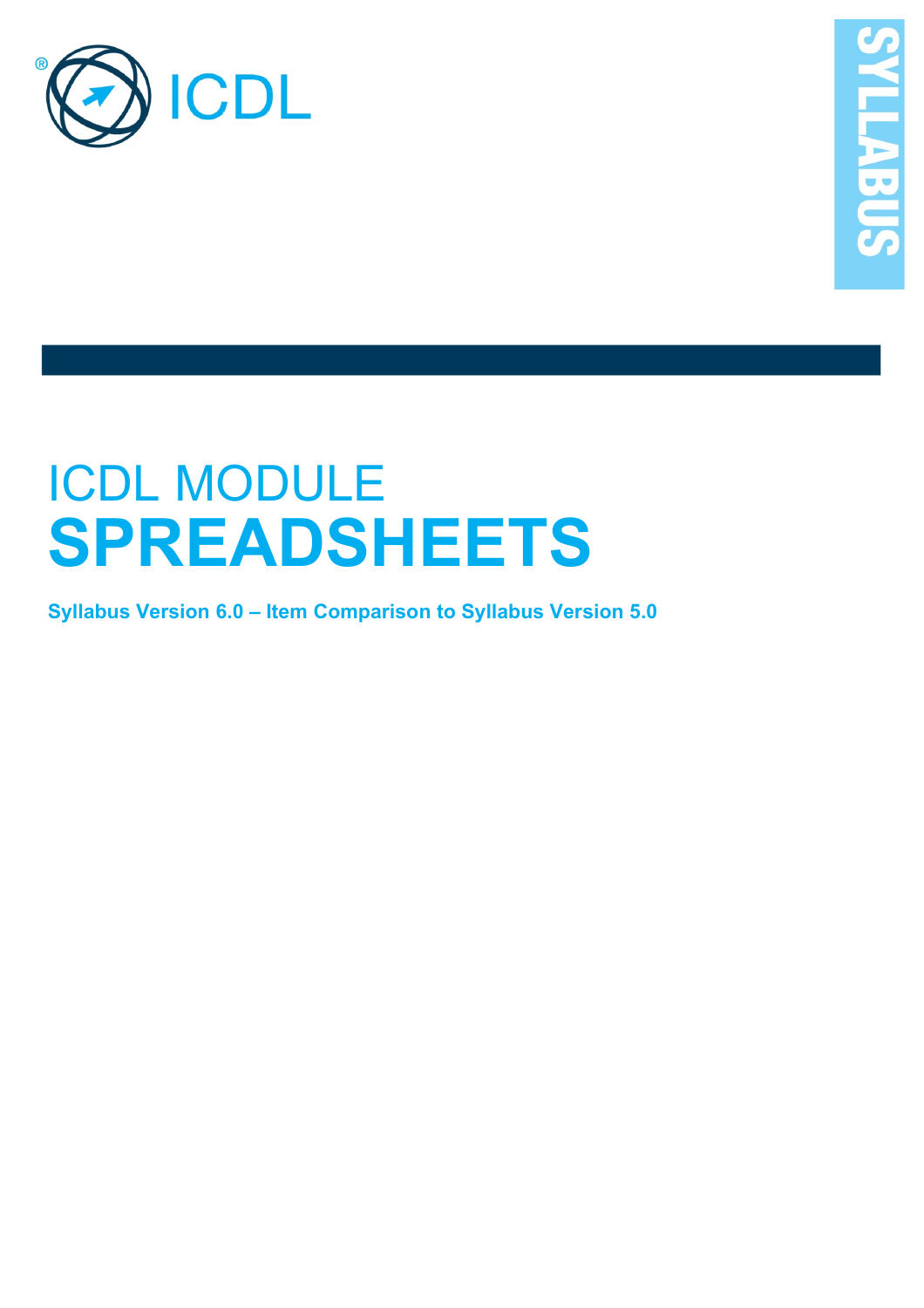ICDL

SYLLABUS

# ICDL MODULE
# SPREADSHEETS

**Syllabus Version 6.0 – Item Comparison to Syllabus Version 5.0**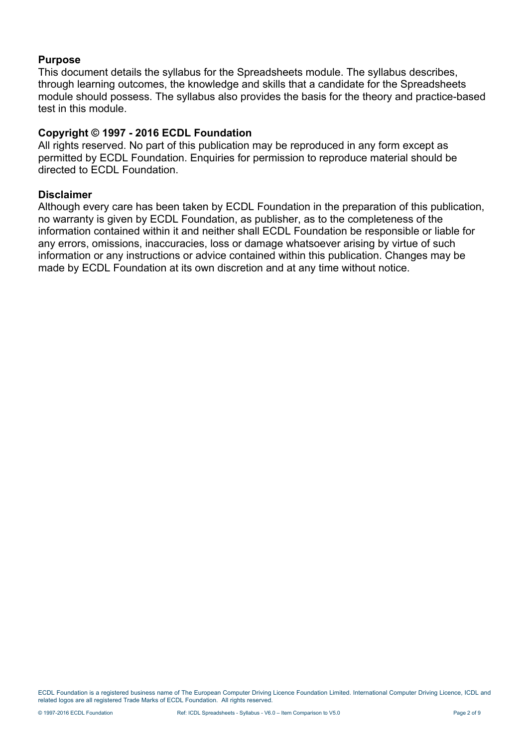## Purpose

This document details the syllabus for the Spreadsheets module. The syllabus describes, through learning outcomes, the knowledge and skills that a candidate for the Spreadsheets module should possess. The syllabus also provides the basis for the theory and practice-based test in this module.

## Copyright © 1997 - 2016 ECDL Foundation

All rights reserved. No part of this publication may be reproduced in any form except as permitted by ECDL Foundation. Enquiries for permission to reproduce material should be directed to ECDL Foundation.

## Disclaimer

Although every care has been taken by ECDL Foundation in the preparation of this publication, no warranty is given by ECDL Foundation, as publisher, as to the completeness of the information contained within it and neither shall ECDL Foundation be responsible or liable for any errors, omissions, inaccuracies, loss or damage whatsoever arising by virtue of such information or any instructions or advice contained within this publication. Changes may be made by ECDL Foundation at its own discretion and at any time without notice.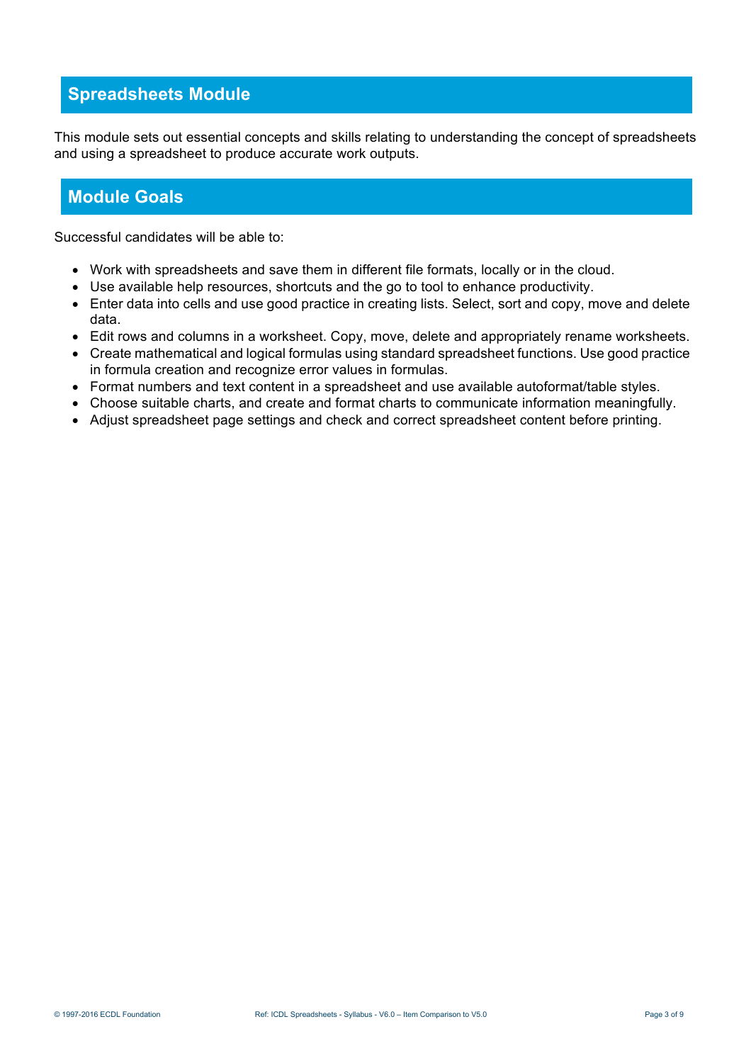## Spreadsheets Module

This module sets out essential concepts and skills relating to understanding the concept of spreadsheets and using a spreadsheet to produce accurate work outputs.

## Module Goals

Successful candidates will be able to:

- Work with spreadsheets and save them in different file formats, locally or in the cloud.
- Use available help resources, shortcuts and the go to tool to enhance productivity.
- Enter data into cells and use good practice in creating lists. Select, sort and copy, move and delete data.
- Edit rows and columns in a worksheet. Copy, move, delete and appropriately rename worksheets.
- Create mathematical and logical formulas using standard spreadsheet functions. Use good practice in formula creation and recognize error values in formulas.
- Format numbers and text content in a spreadsheet and use available autoformat/table styles.
- Choose suitable charts, and create and format charts to communicate information meaningfully.
- Adjust spreadsheet page settings and check and correct spreadsheet content before printing.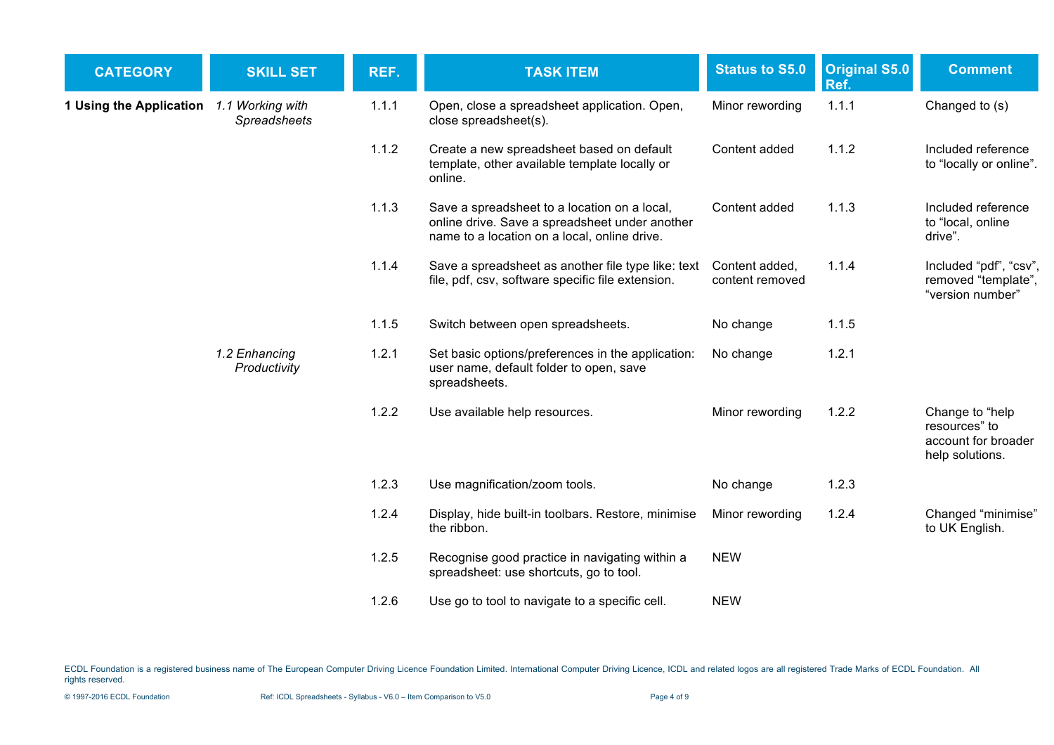| CATEGORY | SKILL SET | REF. | TASK ITEM | Status to S5.0 | Original S5.0 Ref. | Comment |
|---|---|---|---|---|---|---|
| **1 Using the Application** | *1.1 Working with Spreadsheets* | 1.1.1 | Open, close a spreadsheet application. Open, close spreadsheet(s). | Minor rewording | 1.1.1 | Changed to (s) |
| | | 1.1.2 | Create a new spreadsheet based on default template, other available template locally or online. | Content added | 1.1.2 | Included reference to “locally or online”. |
| | | 1.1.3 | Save a spreadsheet to a location on a local, online drive. Save a spreadsheet under another name to a location on a local, online drive. | Content added | 1.1.3 | Included reference to “local, online drive”. |
| | | 1.1.4 | Save a spreadsheet as another file type like: text file, pdf, csv, software specific file extension. | Content added, content removed | 1.1.4 | Included “pdf”, “csv”, removed “template”, “version number” |
| | | 1.1.5 | Switch between open spreadsheets. | No change | 1.1.5 | |
| | *1.2 Enhancing Productivity* | 1.2.1 | Set basic options/preferences in the application: user name, default folder to open, save spreadsheets. | No change | 1.2.1 | |
| | | 1.2.2 | Use available help resources. | Minor rewording | 1.2.2 | Change to “help resources” to account for broader help solutions. |
| | | 1.2.3 | Use magnification/zoom tools. | No change | 1.2.3 | |
| | | 1.2.4 | Display, hide built-in toolbars. Restore, minimise the ribbon. | Minor rewording | 1.2.4 | Changed “minimise” to UK English. |
| | | 1.2.5 | Recognise good practice in navigating within a spreadsheet: use shortcuts, go to tool. | NEW | | |
| | | 1.2.6 | Use go to tool to navigate to a specific cell. | NEW | | |

ECDL Foundation is a registered business name of The European Computer Driving Licence Foundation Limited. International Computer Driving Licence, ICDL and related logos are all registered Trade Marks of ECDL Foundation. All rights reserved.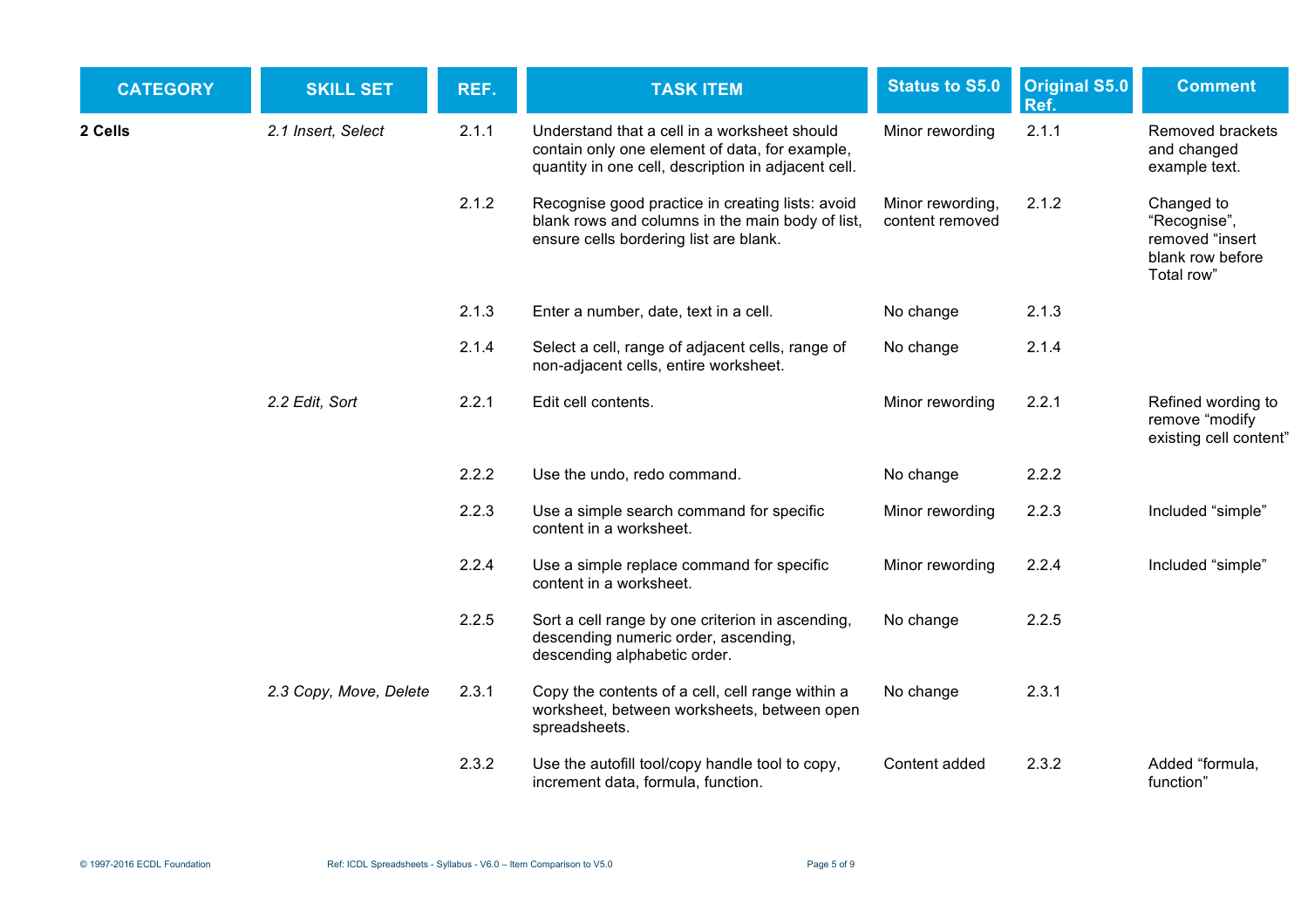| CATEGORY | SKILL SET | REF. | TASK ITEM | Status to S5.0 | Original S5.0 Ref. | Comment |
|---|---|---|---|---|---|---|
| **2 Cells** | *2.1 Insert, Select* | 2.1.1 | Understand that a cell in a worksheet should contain only one element of data, for example, quantity in one cell, description in adjacent cell. | Minor rewording | 2.1.1 | Removed brackets and changed example text. |
| | | 2.1.2 | Recognise good practice in creating lists: avoid blank rows and columns in the main body of list, ensure cells bordering list are blank. | Minor rewording, content removed | 2.1.2 | Changed to "Recognise", removed "insert blank row before Total row" |
| | | 2.1.3 | Enter a number, date, text in a cell. | No change | 2.1.3 | |
| | | 2.1.4 | Select a cell, range of adjacent cells, range of non-adjacent cells, entire worksheet. | No change | 2.1.4 | |
| | *2.2 Edit, Sort* | 2.2.1 | Edit cell contents. | Minor rewording | 2.2.1 | Refined wording to remove "modify existing cell content" |
| | | 2.2.2 | Use the undo, redo command. | No change | 2.2.2 | |
| | | 2.2.3 | Use a simple search command for specific content in a worksheet. | Minor rewording | 2.2.3 | Included "simple" |
| | | 2.2.4 | Use a simple replace command for specific content in a worksheet. | Minor rewording | 2.2.4 | Included "simple" |
| | | 2.2.5 | Sort a cell range by one criterion in ascending, descending numeric order, ascending, descending alphabetic order. | No change | 2.2.5 | |
| | *2.3 Copy, Move, Delete* | 2.3.1 | Copy the contents of a cell, cell range within a worksheet, between worksheets, between open spreadsheets. | No change | 2.3.1 | |
| | | 2.3.2 | Use the autofill tool/copy handle tool to copy, increment data, formula, function. | Content added | 2.3.2 | Added "formula, function" |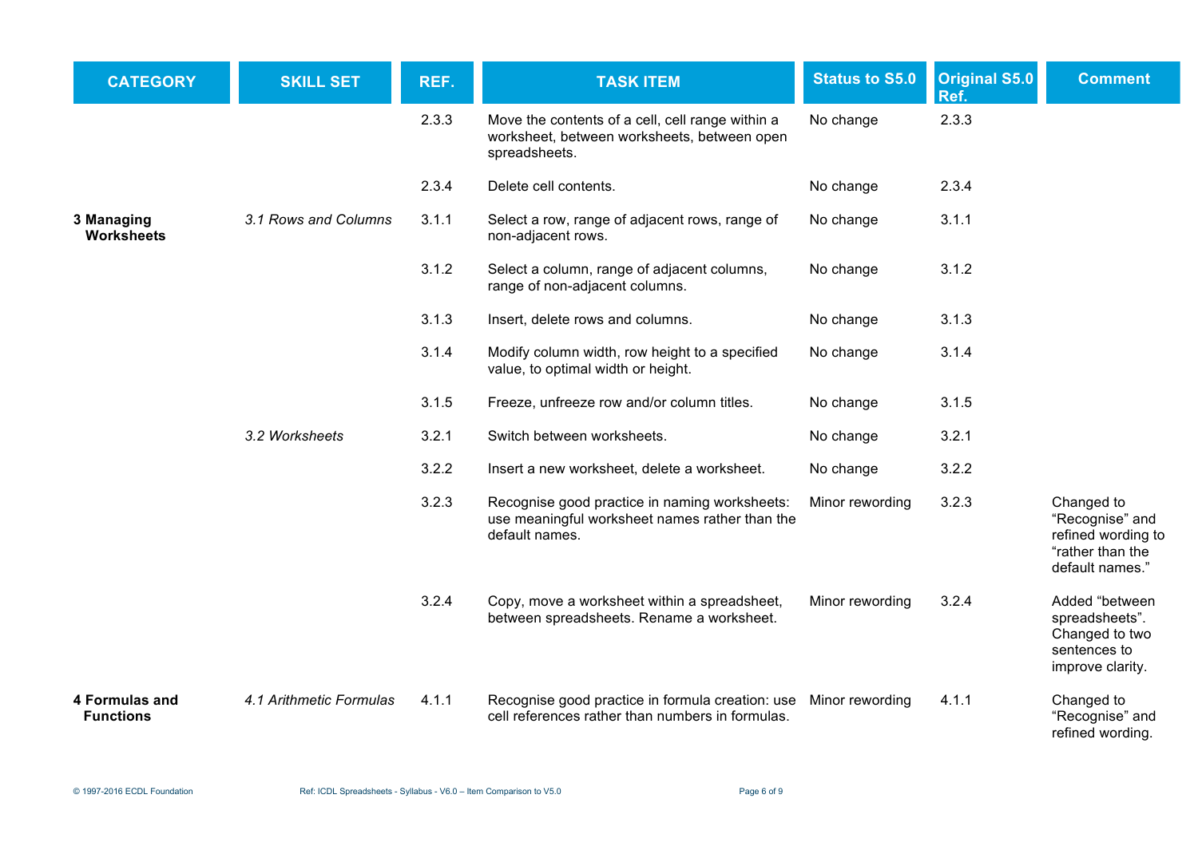| CATEGORY | SKILL SET | REF. | TASK ITEM | Status to S5.0 | Original S5.0 Ref. | Comment |
|---|---|---|---|---|---|---|
| | | 2.3.3 | Move the contents of a cell, cell range within a worksheet, between worksheets, between open spreadsheets. | No change | 2.3.3 | |
| | | 2.3.4 | Delete cell contents. | No change | 2.3.4 | |
| **3 Managing Worksheets** | *3.1 Rows and Columns* | 3.1.1 | Select a row, range of adjacent rows, range of non-adjacent rows. | No change | 3.1.1 | |
| | | 3.1.2 | Select a column, range of adjacent columns, range of non-adjacent columns. | No change | 3.1.2 | |
| | | 3.1.3 | Insert, delete rows and columns. | No change | 3.1.3 | |
| | | 3.1.4 | Modify column width, row height to a specified value, to optimal width or height. | No change | 3.1.4 | |
| | | 3.1.5 | Freeze, unfreeze row and/or column titles. | No change | 3.1.5 | |
| | *3.2 Worksheets* | 3.2.1 | Switch between worksheets. | No change | 3.2.1 | |
| | | 3.2.2 | Insert a new worksheet, delete a worksheet. | No change | 3.2.2 | |
| | | 3.2.3 | Recognise good practice in naming worksheets: use meaningful worksheet names rather than the default names. | Minor rewording | 3.2.3 | Changed to "Recognise" and refined wording to "rather than the default names." |
| | | 3.2.4 | Copy, move a worksheet within a spreadsheet, between spreadsheets. Rename a worksheet. | Minor rewording | 3.2.4 | Added "between spreadsheets". Changed to two sentences to improve clarity. |
| **4 Formulas and Functions** | *4.1 Arithmetic Formulas* | 4.1.1 | Recognise good practice in formula creation: use cell references rather than numbers in formulas. | Minor rewording | 4.1.1 | Changed to "Recognise" and refined wording. |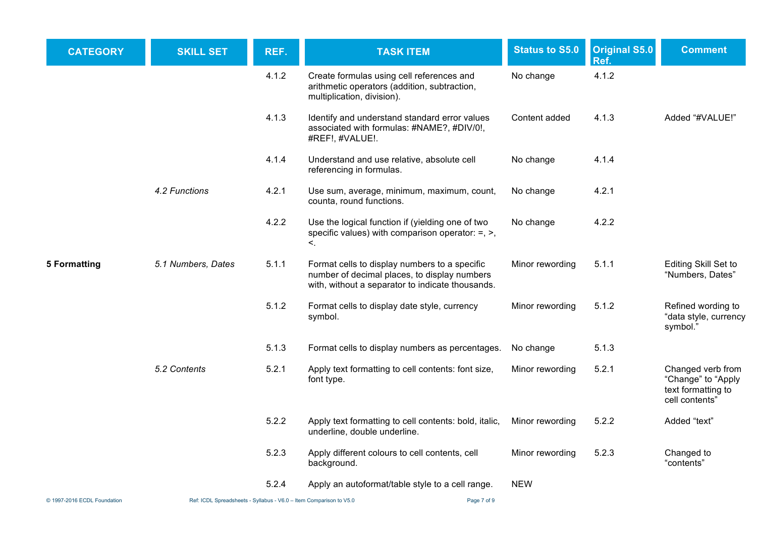| CATEGORY | SKILL SET | REF. | TASK ITEM | Status to S5.0 | Original S5.0 Ref. | Comment |
|---|---|---|---|---|---|---|
| | | 4.1.2 | Create formulas using cell references and arithmetic operators (addition, subtraction, multiplication, division). | No change | 4.1.2 | |
| | | 4.1.3 | Identify and understand standard error values associated with formulas: #NAME?, #DIV/0!, #REF!, #VALUE!. | Content added | 4.1.3 | Added "#VALUE!" |
| | | 4.1.4 | Understand and use relative, absolute cell referencing in formulas. | No change | 4.1.4 | |
| | *4.2 Functions* | 4.2.1 | Use sum, average, minimum, maximum, count, counta, round functions. | No change | 4.2.1 | |
| | | 4.2.2 | Use the logical function if (yielding one of two specific values) with comparison operator: =, >, <. | No change | 4.2.2 | |
| **5 Formatting** | *5.1 Numbers, Dates* | 5.1.1 | Format cells to display numbers to a specific number of decimal places, to display numbers with, without a separator to indicate thousands. | Minor rewording | 5.1.1 | Editing Skill Set to "Numbers, Dates" |
| | | 5.1.2 | Format cells to display date style, currency symbol. | Minor rewording | 5.1.2 | Refined wording to "data style, currency symbol." |
| | | 5.1.3 | Format cells to display numbers as percentages. | No change | 5.1.3 | |
| | *5.2 Contents* | 5.2.1 | Apply text formatting to cell contents: font size, font type. | Minor rewording | 5.2.1 | Changed verb from "Change" to "Apply text formatting to cell contents" |
| | | 5.2.2 | Apply text formatting to cell contents: bold, italic, underline, double underline. | Minor rewording | 5.2.2 | Added "text" |
| | | 5.2.3 | Apply different colours to cell contents, cell background. | Minor rewording | 5.2.3 | Changed to "contents" |
| | | 5.2.4 | Apply an autoformat/table style to a cell range. | NEW | | |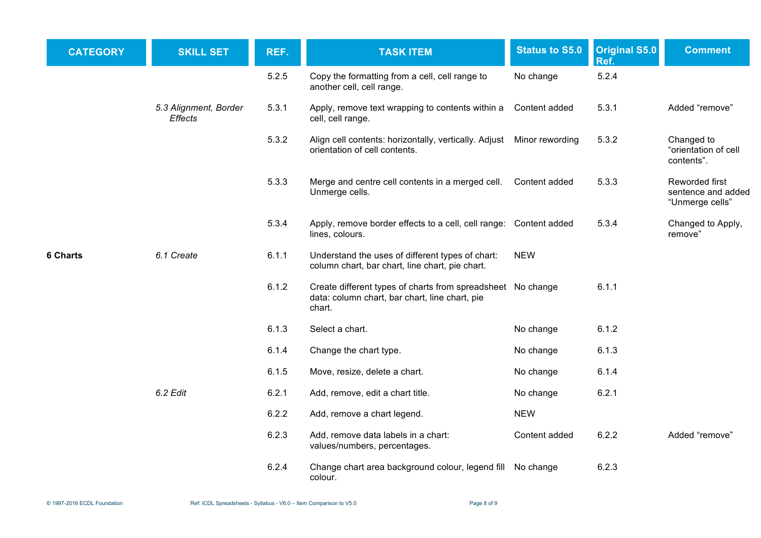| CATEGORY | SKILL SET | REF. | TASK ITEM | Status to S5.0 | Original S5.0 Ref. | Comment |
| --- | --- | --- | --- | --- | --- | --- |
| | | 5.2.5 | Copy the formatting from a cell, cell range to another cell, cell range. | No change | 5.2.4 | |
| | *5.3 Alignment, Border Effects* | 5.3.1 | Apply, remove text wrapping to contents within a cell, cell range. | Content added | 5.3.1 | Added "remove" |
| | | 5.3.2 | Align cell contents: horizontally, vertically. Adjust orientation of cell contents. | Minor rewording | 5.3.2 | Changed to "orientation of cell contents". |
| | | 5.3.3 | Merge and centre cell contents in a merged cell. Unmerge cells. | Content added | 5.3.3 | Reworded first sentence and added "Unmerge cells" |
| | | 5.3.4 | Apply, remove border effects to a cell, cell range: lines, colours. | Content added | 5.3.4 | Changed to Apply, remove" |
| **6 Charts** | *6.1 Create* | 6.1.1 | Understand the uses of different types of chart: column chart, bar chart, line chart, pie chart. | NEW | | |
| | | 6.1.2 | Create different types of charts from spreadsheet data: column chart, bar chart, line chart, pie chart. | No change | 6.1.1 | |
| | | 6.1.3 | Select a chart. | No change | 6.1.2 | |
| | | 6.1.4 | Change the chart type. | No change | 6.1.3 | |
| | | 6.1.5 | Move, resize, delete a chart. | No change | 6.1.4 | |
| | *6.2 Edit* | 6.2.1 | Add, remove, edit a chart title. | No change | 6.2.1 | |
| | | 6.2.2 | Add, remove a chart legend. | NEW | | |
| | | 6.2.3 | Add, remove data labels in a chart: values/numbers, percentages. | Content added | 6.2.2 | Added "remove" |
| | | 6.2.4 | Change chart area background colour, legend fill colour. | No change | 6.2.3 | |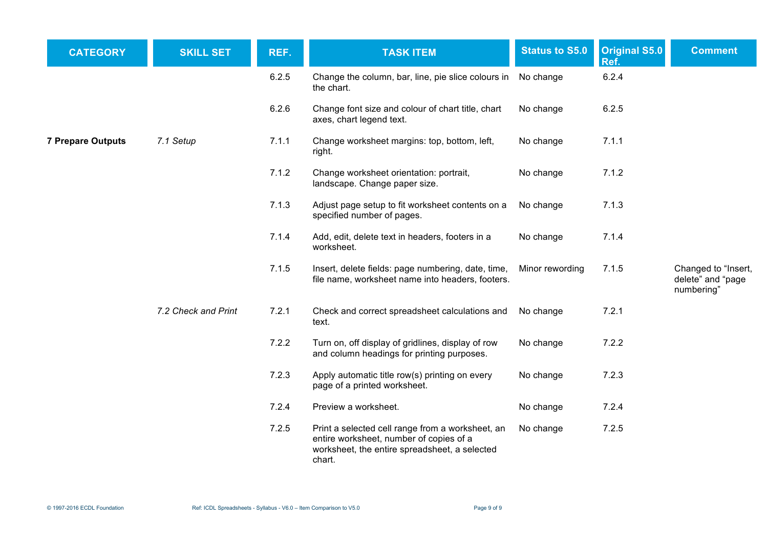| CATEGORY | SKILL SET | REF. | TASK ITEM | Status to S5.0 | Original S5.0 Ref. | Comment |
|---|---|---|---|---|---|---|
| | | 6.2.5 | Change the column, bar, line, pie slice colours in the chart. | No change | 6.2.4 | |
| | | 6.2.6 | Change font size and colour of chart title, chart axes, chart legend text. | No change | 6.2.5 | |
| **7 Prepare Outputs** | *7.1 Setup* | 7.1.1 | Change worksheet margins: top, bottom, left, right. | No change | 7.1.1 | |
| | | 7.1.2 | Change worksheet orientation: portrait, landscape. Change paper size. | No change | 7.1.2 | |
| | | 7.1.3 | Adjust page setup to fit worksheet contents on a specified number of pages. | No change | 7.1.3 | |
| | | 7.1.4 | Add, edit, delete text in headers, footers in a worksheet. | No change | 7.1.4 | |
| | | 7.1.5 | Insert, delete fields: page numbering, date, time, file name, worksheet name into headers, footers. | Minor rewording | 7.1.5 | Changed to "Insert, delete" and "page numbering" |
| | *7.2 Check and Print* | 7.2.1 | Check and correct spreadsheet calculations and text. | No change | 7.2.1 | |
| | | 7.2.2 | Turn on, off display of gridlines, display of row and column headings for printing purposes. | No change | 7.2.2 | |
| | | 7.2.3 | Apply automatic title row(s) printing on every page of a printed worksheet. | No change | 7.2.3 | |
| | | 7.2.4 | Preview a worksheet. | No change | 7.2.4 | |
| | | 7.2.5 | Print a selected cell range from a worksheet, an entire worksheet, number of copies of a worksheet, the entire spreadsheet, a selected chart. | No change | 7.2.5 | |